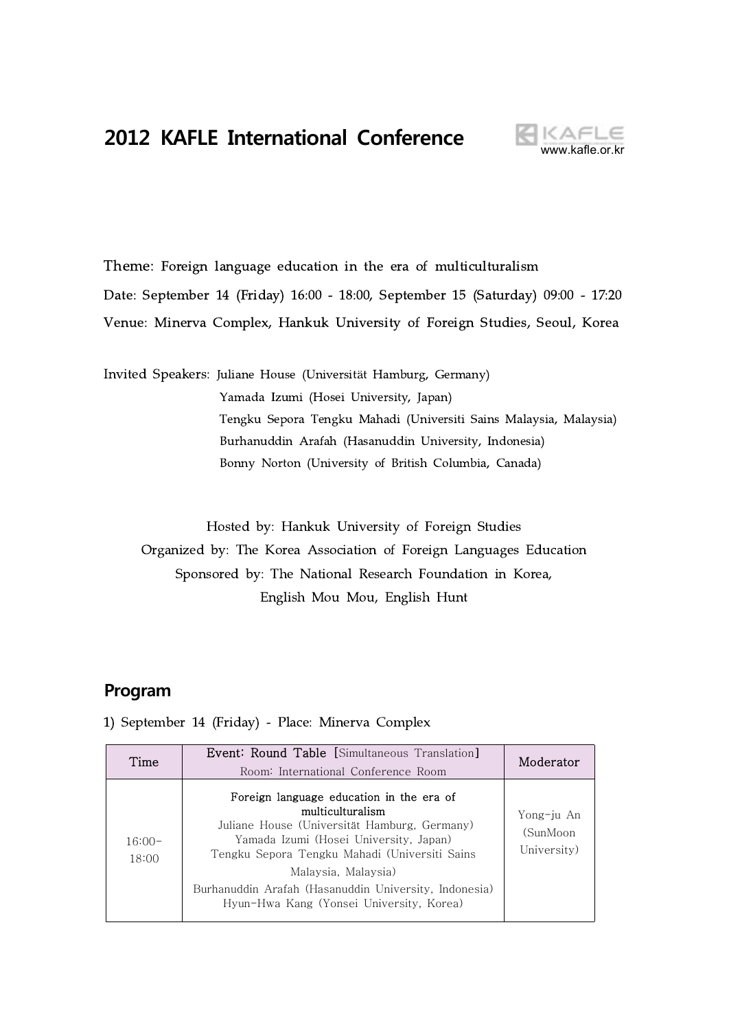# 2012 KAFLE International Conference

www.kafle.or.kr

Theme: Foreign language education in the era of multiculturalism

Date: September 14 (Friday) 16:00 - 18:00, September 15 (Saturday) 09:00 - 17:20

Venue: Minerva Complex, Hankuk University of Foreign Studies, Seoul, Korea

Invited Speakers: Juliane House (Universität Hamburg, Germany)
Yamada Izumi (Hosei University, Japan)
Tengku Sepora Tengku Mahadi (Universiti Sains Malaysia, Malaysia)
Burhanuddin Arafah (Hasanuddin University, Indonesia)
Bonny Norton (University of British Columbia, Canada)

Hosted by: Hankuk University of Foreign Studies
Organized by: The Korea Association of Foreign Languages Education
Sponsored by: The National Research Foundation in Korea,
English Mou Mou, English Hunt

## Program

1) September 14 (Friday) - Place: Minerva Complex

| Time | Event: Round Table [Simultaneous Translation] Room: International Conference Room | Moderator |
|---|---|---|
| 16:00-18:00 | **Foreign language education in the era of multiculturalism** Juliane House (Universität Hamburg, Germany) Yamada Izumi (Hosei University, Japan) Tengku Sepora Tengku Mahadi (Universiti Sains Malaysia, Malaysia) Burhanuddin Arafah (Hasanuddin University, Indonesia) Hyun-Hwa Kang (Yonsei University, Korea) | Yong-ju An (SunMoon University) |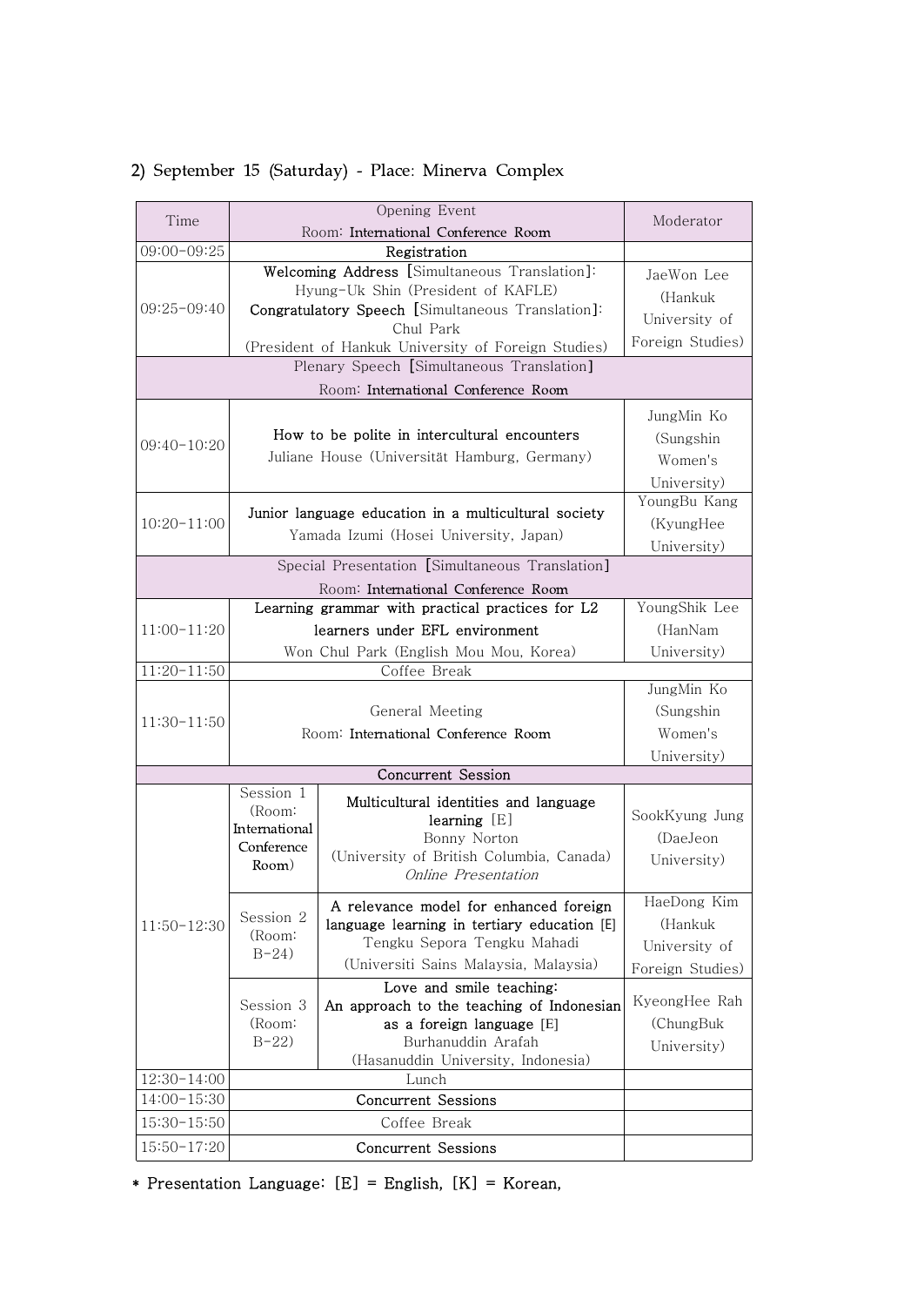### 2) September 15 (Saturday) - Place: Minerva Complex

| Time | Opening Event<br>Room: **International Conference Room** | | Moderator |
|---|---|---|---|
| 09:00-09:25 | **Registration** | | |
| 09:25-09:40 | **Welcoming Address** [Simultaneous Translation]:<br>Hyung-Uk Shin (President of KAFLE)<br>**Congratulatory Speech** [Simultaneous Translation]:<br>Chul Park<br>(President of Hankuk University of Foreign Studies) | | JaeWon Lee<br>(Hankuk University of Foreign Studies) |
| Plenary Speech [Simultaneous Translation]<br>Room: **International Conference Room** | | | |
| 09:40-10:20 | **How to be polite in intercultural encounters**<br>Juliane House (Universität Hamburg, Germany) | | JungMin Ko<br>(Sungshin Women's University) |
| 10:20-11:00 | **Junior language education in a multicultural society**<br>Yamada Izumi (Hosei University, Japan) | | YoungBu Kang<br>(KyungHee University) |
| Special Presentation [Simultaneous Translation]<br>Room: **International Conference Room** | | | |
| 11:00-11:20 | **Learning grammar with practical practices for L2 learners under EFL environment**<br>Won Chul Park (English Mou Mou, Korea) | | YoungShik Lee<br>(HanNam University) |
| 11:20-11:50 | Coffee Break | | |
| 11:30-11:50 | General Meeting<br>Room: **International Conference Room** | | JungMin Ko<br>(Sungshin Women's University) |
| **Concurrent Session** | | | |
| 11:50-12:30 | Session 1<br>(Room: **International Conference Room**) | **Multicultural identities and language learning** [E]<br>Bonny Norton<br>(University of British Columbia, Canada)<br>*Online Presentation* | SookKyung Jung<br>(DaeJeon University) |
| | Session 2<br>(Room: B-24) | **A relevance model for enhanced foreign language learning in tertiary education** [E]<br>Tengku Sepora Tengku Mahadi<br>(Universiti Sains Malaysia, Malaysia) | HaeDong Kim<br>(Hankuk University of Foreign Studies) |
| | Session 3<br>(Room: B-22) | **Love and smile teaching: An approach to the teaching of Indonesian as a foreign language** [E]<br>Burhanuddin Arafah<br>(Hasanuddin University, Indonesia) | KyeongHee Rah<br>(ChungBuk University) |
| 12:30-14:00 | Lunch | | |
| 14:00-15:30 | **Concurrent Sessions** | | |
| 15:30-15:50 | Coffee Break | | |
| 15:50-17:20 | **Concurrent Sessions** | | |

* Presentation Language: [E] = English, [K] = Korean,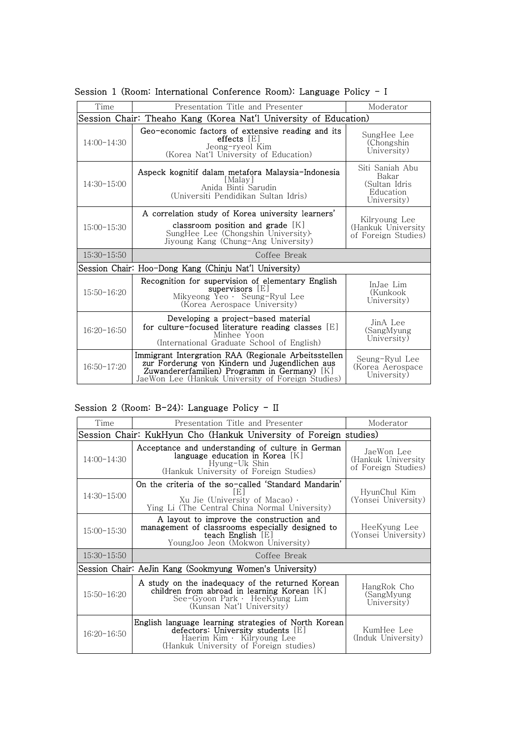Session 1 (Room: International Conference Room): Language Policy - I

| Time | Presentation Title and Presenter | Moderator |
|---|---|---|
| Session Chair: Theaho Kang (Korea Nat'l University of Education) | | |
| 14:00-14:30 | **Geo-economic factors of extensive reading and its effects** [E]<br>Jeong-ryeol Kim<br>(Korea Nat'l University of Education) | SungHee Lee (Chongshin University) |
| 14:30-15:00 | **Aspeck kognitif dalam metafora Malaysia-Indonesia** [Malay]<br>Anida Binti Sarudin<br>(Universiti Pendidikan Sultan Idris) | Siti Saniah Abu Bakar (Sultan Idris Education University) |
| 15:00-15:30 | **A correlation study of Korea university learners' classroom position and grade** [K]<br>SungHee Lee (Chongshin University)·<br>Jiyoung Kang (Chung-Ang University) | Kilryoung Lee (Hankuk University of Foreign Studies) |
| 15:30-15:50 | Coffee Break | |
| Session Chair: Hoo-Dong Kang (Chinju Nat'l University) | | |
| 15:50-16:20 | **Recognition for supervision of elementary English supervisors** [E]<br>Mikyeong Yeo · Seung-Ryul Lee<br>(Korea Aerospace University) | InJae Lim (Kunkook University) |
| 16:20-16:50 | **Developing a project-based material for culture-focused literature reading classes** [E]<br>Minhee Yoon<br>(International Graduate School of English) | JinA Lee (SangMyung University) |
| 16:50-17:20 | **Immigrant Intergration RAA (Regionale Arbeitsstellen zur Forderung von Kindern und Jugendlichen aus Zuwandererfamilien) Programm in Germany)** [K]<br>JaeWon Lee (Hankuk University of Foreign Studies) | Seung-Ryul Lee (Korea Aerospace University) |

Session 2 (Room: B-24): Language Policy - II

| Time | Presentation Title and Presenter | Moderator |
|---|---|---|
| Session Chair: KukHyun Cho (Hankuk University of Foreign studies) | | |
| 14:00-14:30 | **Acceptance and understanding of culture in German language education in Korea** [K]<br>Hyung-Uk Shin<br>(Hankuk University of Foreign Studies) | JaeWon Lee (Hankuk University of Foreign Studies) |
| 14:30-15:00 | **On the criteria of the so-called 'Standard Mandarin'** [E]<br>Xu Jie (University of Macao) ·<br>Ying Li (The Central China Normal University) | HyunChul Kim (Yonsei University) |
| 15:00-15:30 | **A layout to improve the construction and management of classrooms especially designed to teach English** [E]<br>YoungJoo Jeon (Mokwon University) | HeeKyung Lee (Yonsei University) |
| 15:30-15:50 | Coffee Break | |
| Session Chair: AeJin Kang (Sookmyung Women's University) | | |
| 15:50-16:20 | **A study on the inadequacy of the returned Korean children from abroad in learning Korean** [K]<br>See-Gyoon Park · HeeKyung Lim<br>(Kunsan Nat'l University) | HangRok Cho (SangMyung University) |
| 16:20-16:50 | **English language learning strategies of North Korean defectors: University students** [E]<br>Haerim Kim · Kilryoung Lee<br>(Hankuk University of Foreign studies) | KumHee Lee (Induk University) |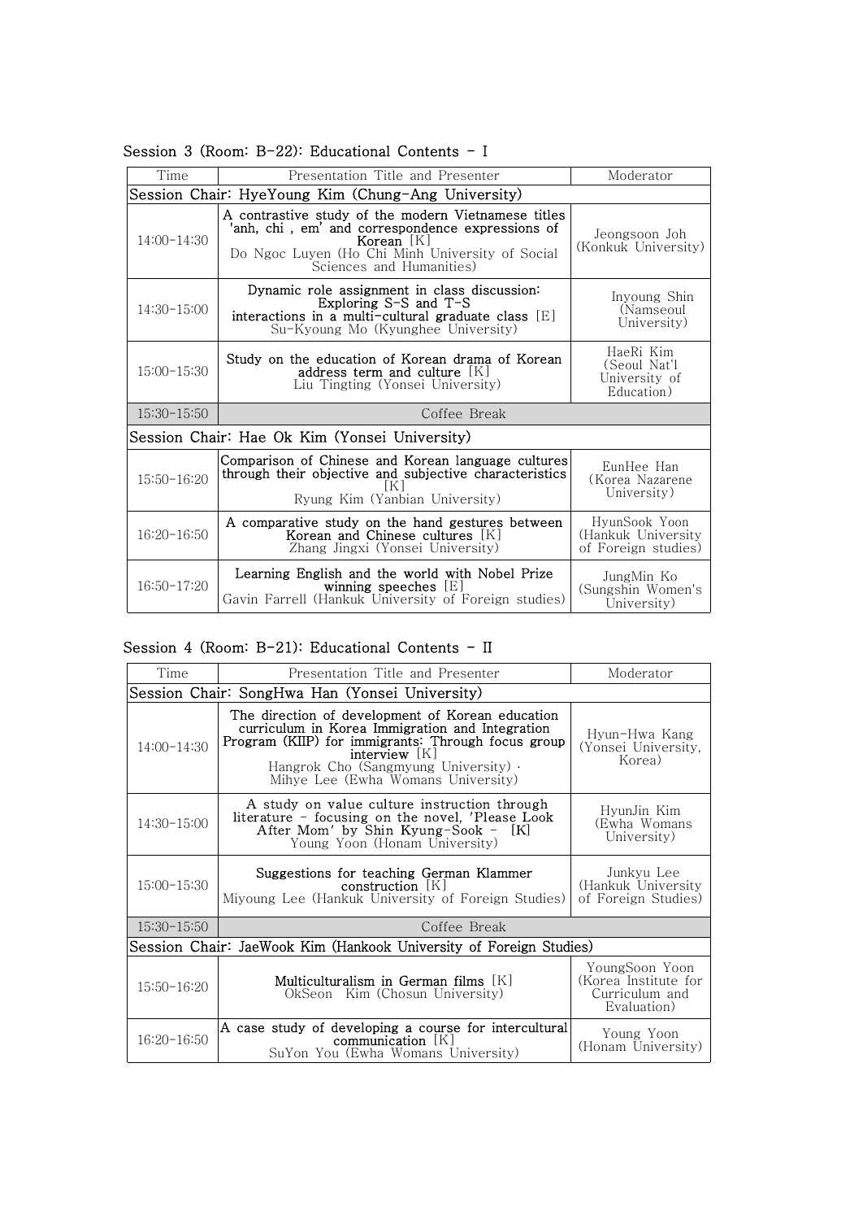Session 3 (Room: B-22): Educational Contents - I

| Time | Presentation Title and Presenter | Moderator |
|---|---|---|
| Session Chair: HyeYoung Kim (Chung-Ang University) | | |
| 14:00-14:30 | **A contrastive study of the modern Vietnamese titles 'anh, chi , em' and correspondence expressions of Korean** [K]<br>Do Ngoc Luyen (Ho Chi Minh University of Social Sciences and Humanities) | Jeongsoon Joh (Konkuk University) |
| 14:30-15:00 | **Dynamic role assignment in class discussion: Exploring S-S and T-S interactions in a multi-cultural graduate class** [E]<br>Su-Kyoung Mo (Kyunghee University) | Inyoung Shin (Namseoul University) |
| 15:00-15:30 | **Study on the education of Korean drama of Korean address term and culture** [K]<br>Liu Tingting (Yonsei University) | HaeRi Kim (Seoul Nat'l University of Education) |
| 15:30-15:50 | Coffee Break | |
| Session Chair: Hae Ok Kim (Yonsei University) | | |
| 15:50-16:20 | **Comparison of Chinese and Korean language cultures through their objective and subjective characteristics** [K]<br>Ryung Kim (Yanbian University) | EunHee Han (Korea Nazarene University) |
| 16:20-16:50 | **A comparative study on the hand gestures between Korean and Chinese cultures** [K]<br>Zhang Jingxi (Yonsei University) | HyunSook Yoon (Hankuk University of Foreign studies) |
| 16:50-17:20 | **Learning English and the world with Nobel Prize winning speeches** [E]<br>Gavin Farrell (Hankuk University of Foreign studies) | JungMin Ko (Sungshin Women's University) |

Session 4 (Room: B-21): Educational Contents - II

| Time | Presentation Title and Presenter | Moderator |
|---|---|---|
| Session Chair: SongHwa Han (Yonsei University) | | |
| 14:00-14:30 | **The direction of development of Korean education curriculum in Korea Immigration and Integration Program (KIIP) for immigrants: Through focus group interview** [K]<br>Hangrok Cho (Sangmyung University) · Mihye Lee (Ewha Womans University) | Hyun-Hwa Kang (Yonsei University, Korea) |
| 14:30-15:00 | **A study on value culture instruction through literature - focusing on the novel, 'Please Look After Mom' by Shin Kyung-Sook -** [K]<br>Young Yoon (Honam University) | HyunJin Kim (Ewha Womans University) |
| 15:00-15:30 | **Suggestions for teaching German Klammer construction** [K]<br>Miyoung Lee (Hankuk University of Foreign Studies) | Junkyu Lee (Hankuk University of Foreign Studies) |
| 15:30-15:50 | Coffee Break | |
| Session Chair: JaeWook Kim (Hankook University of Foreign Studies) | | |
| 15:50-16:20 | **Multiculturalism in German films** [K]<br>OkSeon Kim (Chosun University) | YoungSoon Yoon (Korea Institute for Curriculum and Evaluation) |
| 16:20-16:50 | **A case study of developing a course for intercultural communication** [K]<br>SuYon You (Ewha Womans University) | Young Yoon (Honam University) |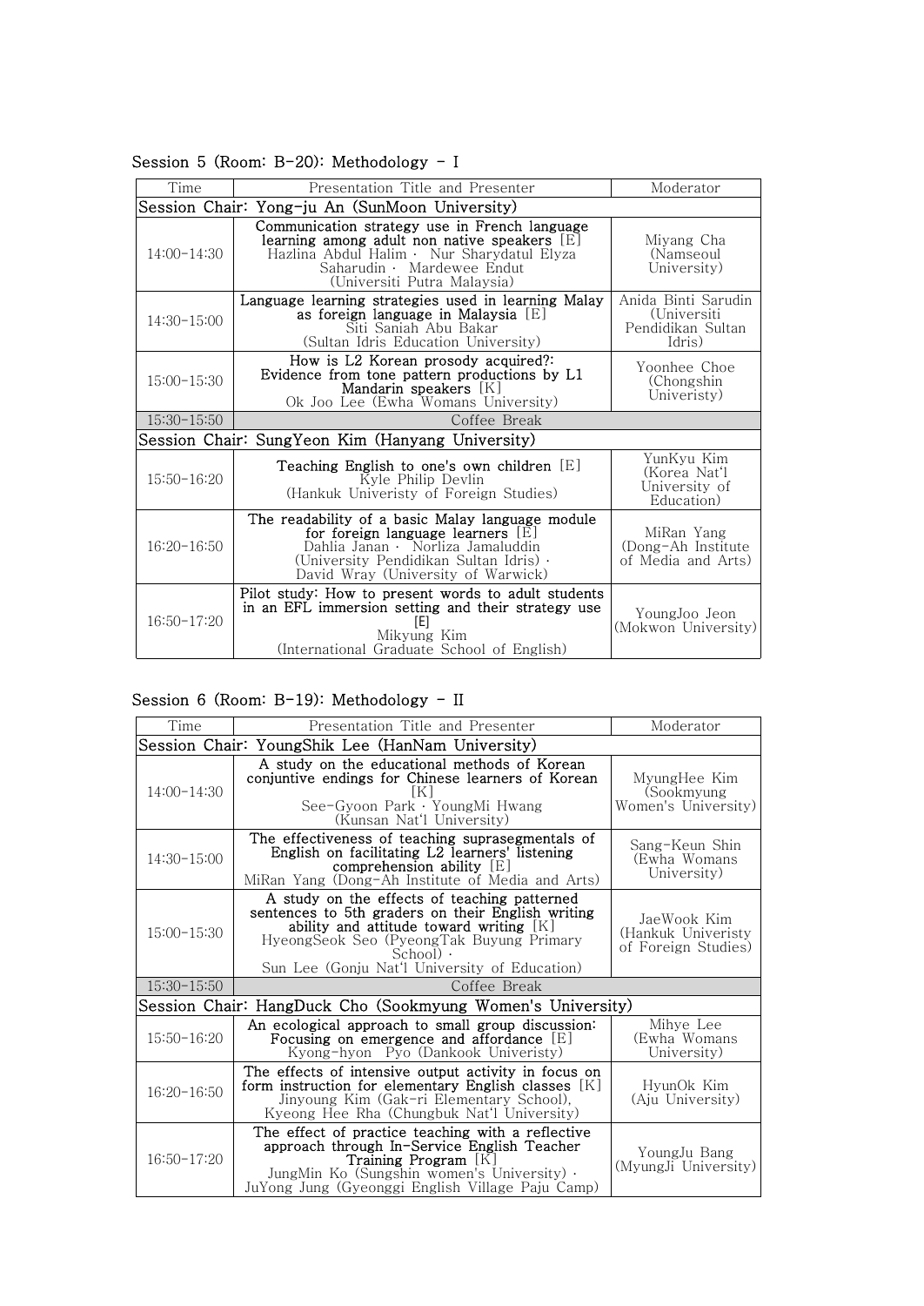Session 5 (Room: B-20): Methodology - I

| Time | Presentation Title and Presenter | Moderator |
|---|---|---|
| Session Chair: Yong-ju An (SunMoon University) | | |
| 14:00-14:30 | **Communication strategy use in French language learning among adult non native speakers** [E]<br>Hazlina Abdul Halim · Nur Sharydatul Elyza Saharudin · Mardewee Endut<br>(Universiti Putra Malaysia) | Miyang Cha (Namseoul University) |
| 14:30-15:00 | **Language learning strategies used in learning Malay as foreign language in Malaysia** [E]<br>Siti Saniah Abu Bakar<br>(Sultan Idris Education University) | Anida Binti Sarudin (Universiti Pendidikan Sultan Idris) |
| 15:00-15:30 | **How is L2 Korean prosody acquired?: Evidence from tone pattern productions by L1 Mandarin speakers** [K]<br>Ok Joo Lee (Ewha Womans University) | Yoonhee Choe (Chongshin Univeristy) |
| 15:30-15:50 | Coffee Break | |
| Session Chair: SungYeon Kim (Hanyang University) | | |
| 15:50-16:20 | **Teaching English to one's own children** [E]<br>Kyle Philip Devlin<br>(Hankuk Univeristy of Foreign Studies) | YunKyu Kim (Korea Nat'l University of Education) |
| 16:20-16:50 | **The readability of a basic Malay language module for foreign language learners** [E]<br>Dahlia Janan · Norliza Jamaluddin<br>(University Pendidikan Sultan Idris) ·<br>David Wray (University of Warwick) | MiRan Yang (Dong-Ah Institute of Media and Arts) |
| 16:50-17:20 | **Pilot study: How to present words to adult students in an EFL immersion setting and their strategy use** [E]<br>Mikyung Kim<br>(International Graduate School of English) | YoungJoo Jeon (Mokwon University) |

Session 6 (Room: B-19): Methodology - II

| Time | Presentation Title and Presenter | Moderator |
|---|---|---|
| Session Chair: YoungShik Lee (HanNam University) | | |
| 14:00-14:30 | **A study on the educational methods of Korean conjuntive endings for Chinese learners of Korean** [K]<br>See-Gyoon Park · YoungMi Hwang<br>(Kunsan Nat'l University) | MyungHee Kim (Sookmyung Women's University) |
| 14:30-15:00 | **The effectiveness of teaching suprasegmentals of English on facilitating L2 learners' listening comprehension ability** [E]<br>MiRan Yang (Dong-Ah Institute of Media and Arts) | Sang-Keun Shin (Ewha Womans University) |
| 15:00-15:30 | **A study on the effects of teaching patterned sentences to 5th graders on their English writing ability and attitude toward writing** [K]<br>HyeongSeok Seo (PyeongTak Buyung Primary School) ·<br>Sun Lee (Gonju Nat'l University of Education) | JaeWook Kim (Hankuk Univeristy of Foreign Studies) |
| 15:30-15:50 | Coffee Break | |
| Session Chair: HangDuck Cho (Sookmyung Women's University) | | |
| 15:50-16:20 | **An ecological approach to small group discussion: Focusing on emergence and affordance** [E]<br>Kyong-hyon Pyo (Dankook Univeristy) | Mihye Lee (Ewha Womans University) |
| 16:20-16:50 | **The effects of intensive output activity in focus on form instruction for elementary English classes** [K]<br>Jinyoung Kim (Gak-ri Elementary School),<br>Kyeong Hee Rha (Chungbuk Nat'l University) | HyunOk Kim (Aju University) |
| 16:50-17:20 | **The effect of practice teaching with a reflective approach through In-Service English Teacher Training Program** [K]<br>JungMin Ko (Sungshin women's University) ·<br>JuYong Jung (Gyeonggi English Village Paju Camp) | YoungJu Bang (MyungJi University) |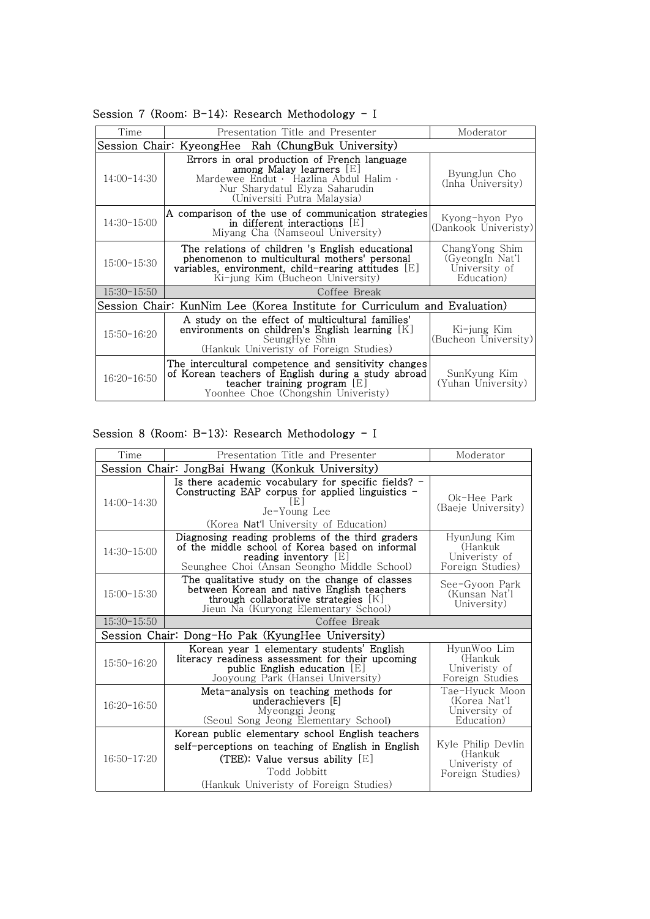Session 7 (Room: B-14): Research Methodology - I

| Time | Presentation Title and Presenter | Moderator |
|---|---|---|
| Session Chair: KyeongHee Rah (ChungBuk University) | | |
| 14:00-14:30 | **Errors in oral production of French language among Malay learners** [E]<br>Mardewee Endut · Hazlina Abdul Halim · Nur Sharydatul Elyza Saharudin<br>(Universiti Putra Malaysia) | ByungJun Cho<br>(Inha University) |
| 14:30-15:00 | **A comparison of the use of communication strategies in different interactions** [E]<br>Miyang Cha (Namseoul University) | Kyong-hyon Pyo<br>(Dankook Univeristy) |
| 15:00-15:30 | **The relations of children 's English educational phenomenon to multicultural mothers' personal variables, environment, child-rearing attitudes** [E]<br>Ki-jung Kim (Bucheon University) | ChangYong Shim<br>(GyeongIn Nat'l University of Education) |
| 15:30-15:50 | Coffee Break | |
| Session Chair: KunNim Lee (Korea Institute for Curriculum and Evaluation) | | |
| 15:50-16:20 | **A study on the effect of multicultural families' environments on children's English learning** [K]<br>SeungHye Shin<br>(Hankuk Univeristy of Foreign Studies) | Ki-jung Kim<br>(Bucheon University) |
| 16:20-16:50 | **The intercultural competence and sensitivity changes of Korean teachers of English during a study abroad teacher training program** [E]<br>Yoonhee Choe (Chongshin Univeristy) | SunKyung Kim<br>(Yuhan University) |

Session 8 (Room: B-13): Research Methodology - I

| Time | Presentation Title and Presenter | Moderator |
|---|---|---|
| Session Chair: JongBai Hwang (Konkuk University) | | |
| 14:00-14:30 | **Is there academic vocabulary for specific fields? - Constructing EAP corpus for applied linguistics -** [E]<br>Je-Young Lee<br>(Korea Nat'l University of Education) | Ok-Hee Park<br>(Baeje University) |
| 14:30-15:00 | **Diagnosing reading problems of the third graders of the middle school of Korea based on informal reading inventory** [E]<br>Seunghee Choi (Ansan Seongho Middle School) | HyunJung Kim<br>(Hankuk Univeristy of Foreign Studies) |
| 15:00-15:30 | **The qualitative study on the change of classes between Korean and native English teachers through collaborative strategies** [K]<br>Jieun Na (Kuryong Elementary School) | See-Gyoon Park<br>(Kunsan Nat'l University) |
| 15:30-15:50 | Coffee Break | |
| Session Chair: Dong-Ho Pak (KyungHee University) | | |
| 15:50-16:20 | **Korean year 1 elementary students' English literacy readiness assessment for their upcoming public English education** [E]<br>Jooyoung Park (Hansei University) | HyunWoo Lim<br>(Hankuk Univeristy of Foreign Studies |
| 16:20-16:50 | **Meta-analysis on teaching methods for underachievers** [E]<br>Myeonggi Jeong<br>(Seoul Song Jeong Elementary School) | Tae-Hyuck Moon<br>(Korea Nat'l University of Education) |
| 16:50-17:20 | **Korean public elementary school English teachers self-perceptions on teaching of English in English (TEE): Value versus ability** [E]<br>Todd Jobbitt<br>(Hankuk Univeristy of Foreign Studies) | Kyle Philip Devlin<br>(Hankuk Univeristy of Foreign Studies) |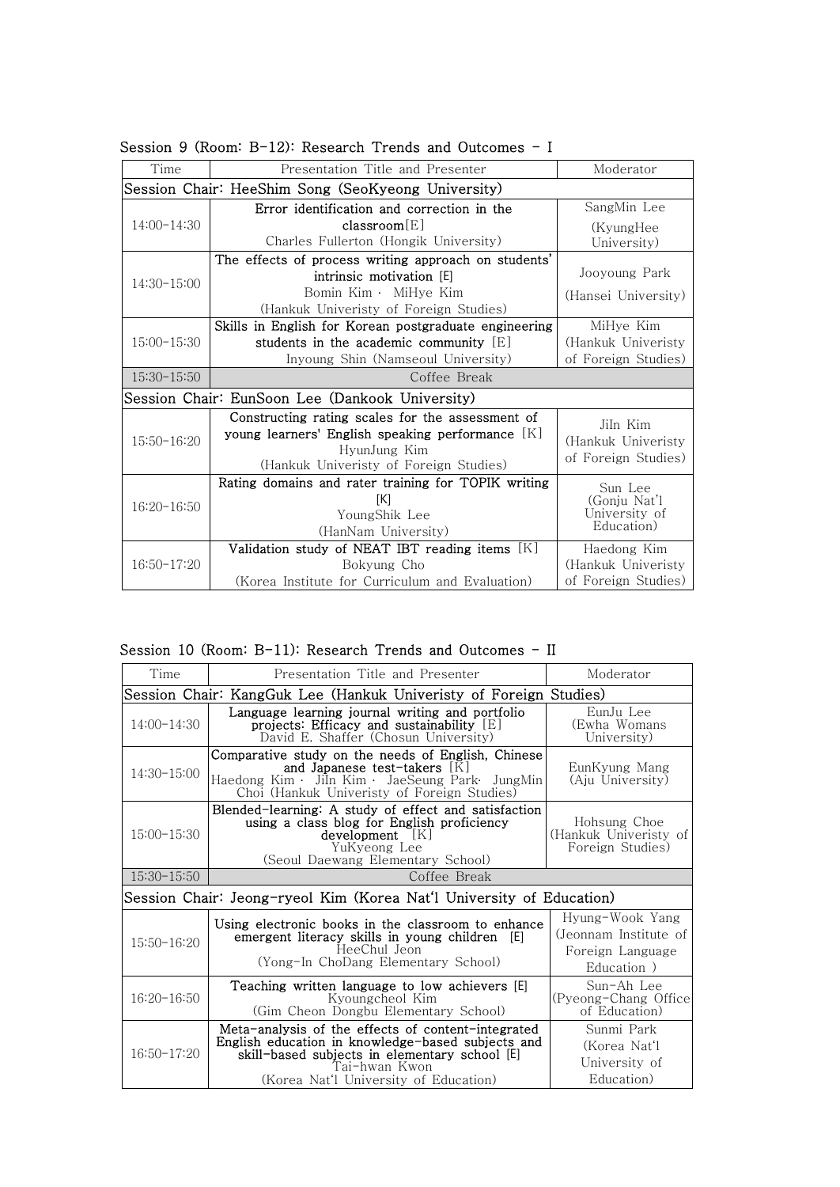Session 9 (Room: B-12): Research Trends and Outcomes - I

| Time | Presentation Title and Presenter | Moderator |
|---|---|---|
| Session Chair: HeeShim Song (SeoKyeong University) | | |
| 14:00-14:30 | **Error identification and correction in the classroom**[E] Charles Fullerton (Hongik University) | SangMin Lee (KyungHee University) |
| 14:30-15:00 | **The effects of process writing approach on students' intrinsic motivation [E]** Bomin Kim · MiHye Kim (Hankuk Univeristy of Foreign Studies) | Jooyoung Park (Hansei University) |
| 15:00-15:30 | **Skills in English for Korean postgraduate engineering students in the academic community** [E] Inyoung Shin (Namseoul University) | MiHye Kim (Hankuk Univeristy of Foreign Studies) |
| 15:30-15:50 | Coffee Break | |
| Session Chair: EunSoon Lee (Dankook University) | | |
| 15:50-16:20 | **Constructing rating scales for the assessment of young learners' English speaking performance** [K] HyunJung Kim (Hankuk Univeristy of Foreign Studies) | JiIn Kim (Hankuk Univeristy of Foreign Studies) |
| 16:20-16:50 | **Rating domains and rater training for TOPIK writing [K]** YoungShik Lee (HanNam University) | Sun Lee (Gonju Nat'l University of Education) |
| 16:50-17:20 | **Validation study of NEAT IBT reading items** [K] Bokyung Cho (Korea Institute for Curriculum and Evaluation) | Haedong Kim (Hankuk Univeristy of Foreign Studies) |

Session 10 (Room: B-11): Research Trends and Outcomes - II

| Time | Presentation Title and Presenter | Moderator |
|---|---|---|
| Session Chair: KangGuk Lee (Hankuk Univeristy of Foreign Studies) | | |
| 14:00-14:30 | **Language learning journal writing and portfolio projects: Efficacy and sustainability** [E] David E. Shaffer (Chosun University) | EunJu Lee (Ewha Womans University) |
| 14:30-15:00 | **Comparative study on the needs of English, Chinese and Japanese test-takers** [K] Haedong Kim · JiIn Kim · JaeSeung Park· JungMin Choi (Hankuk Univeristy of Foreign Studies) | EunKyung Mang (Aju University) |
| 15:00-15:30 | **Blended-learning: A study of effect and satisfaction using a class blog for English proficiency development** [K] YuKyeong Lee (Seoul Daewang Elementary School) | Hohsung Choe (Hankuk Univeristy of Foreign Studies) |
| 15:30-15:50 | Coffee Break | |
| Session Chair: Jeong-ryeol Kim (Korea Nat'l University of Education) | | |
| 15:50-16:20 | **Using electronic books in the classroom to enhance emergent literacy skills in young children [E]** HeeChul Jeon (Yong-In ChoDang Elementary School) | Hyung-Wook Yang (Jeonnam Institute of Foreign Language Education ) |
| 16:20-16:50 | **Teaching written language to low achievers [E]** Kyoungcheol Kim (Gim Cheon Dongbu Elementary School) | Sun-Ah Lee (Pyeong-Chang Office of Education) |
| 16:50-17:20 | **Meta-analysis of the effects of content-integrated English education in knowledge-based subjects and skill-based subjects in elementary school [E]** Tai-hwan Kwon (Korea Nat'l University of Education) | Sunmi Park (Korea Nat'l University of Education) |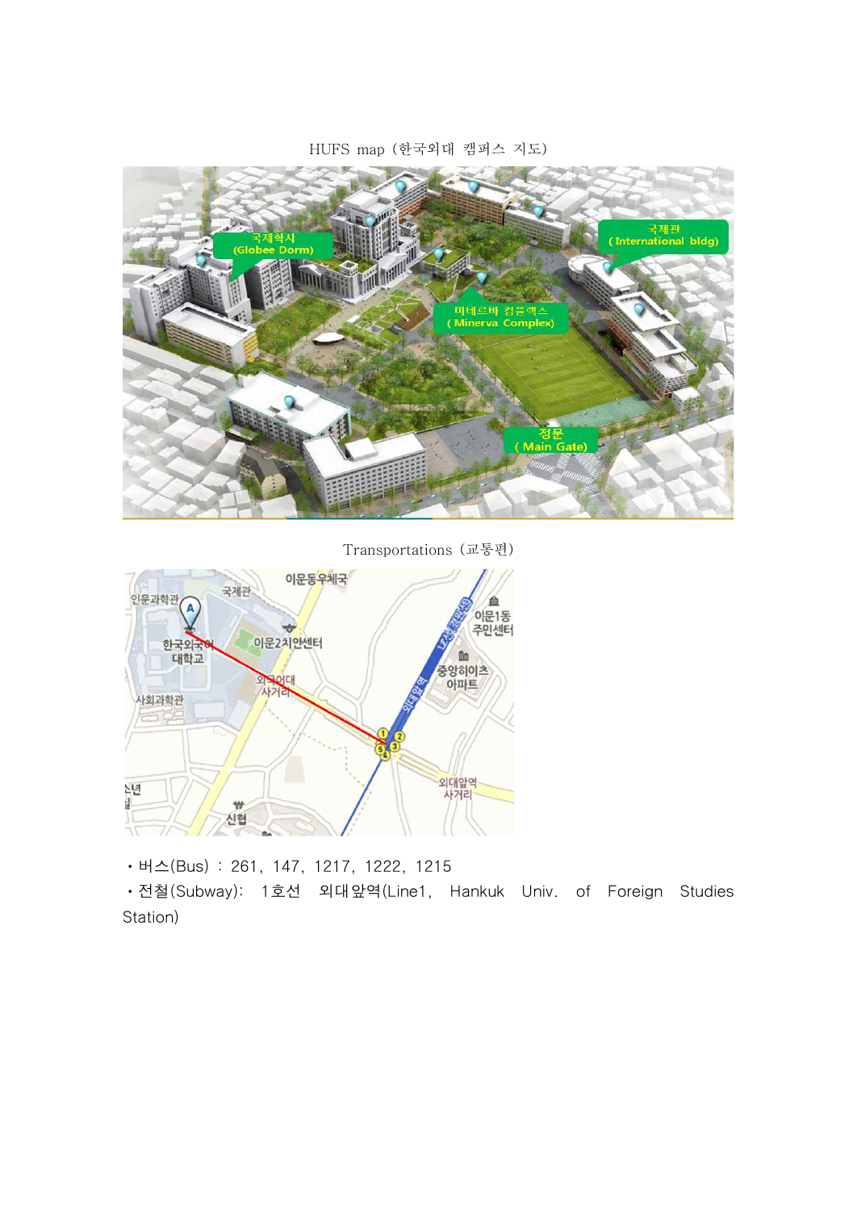HUFS map (한국외대 캠퍼스 지도)

Transportations (교통편)

・버스(Bus) : 261, 147, 1217, 1222, 1215

・전철(Subway): 1호선 외대앞역(Line1, Hankuk Univ. of Foreign Studies Station)